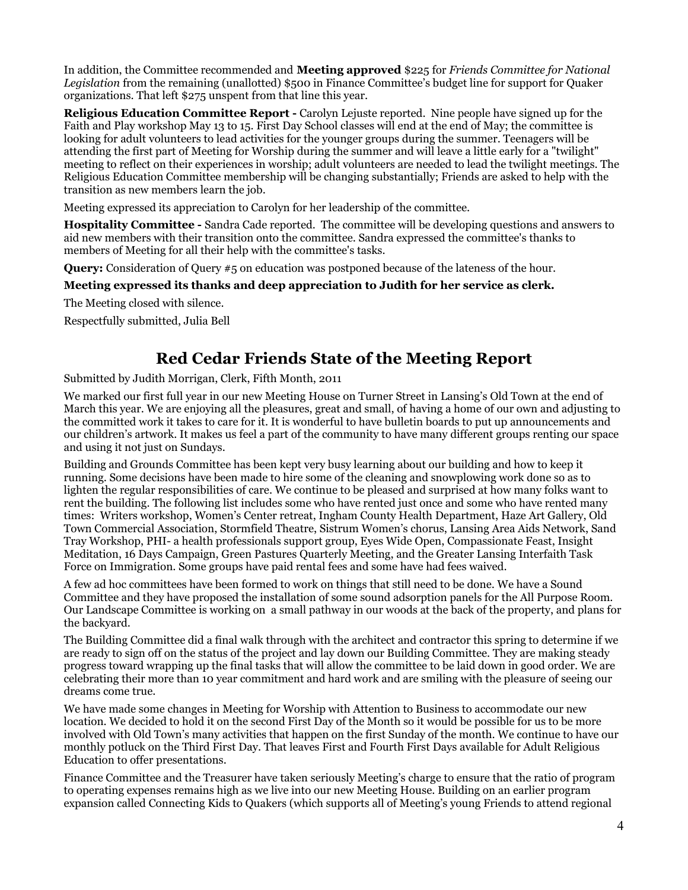In addition, the Committee recommended and **Meeting approved** $225 for *Friends Committee for National Legislation* from the remaining (unallotted) $500 in Finance Committee's budget line for support for Quaker organizations. That left $275 unspent from that line this year.

**Religious Education Committee Report -** Carolyn Lejuste reported. Nine people have signed up for the Faith and Play workshop May 13 to 15. First Day School classes will end at the end of May; the committee is looking for adult volunteers to lead activities for the younger groups during the summer. Teenagers will be attending the first part of Meeting for Worship during the summer and will leave a little early for a "twilight" meeting to reflect on their experiences in worship; adult volunteers are needed to lead the twilight meetings. The Religious Education Committee membership will be changing substantially; Friends are asked to help with the transition as new members learn the job.

Meeting expressed its appreciation to Carolyn for her leadership of the committee.

**Hospitality Committee -** Sandra Cade reported. The committee will be developing questions and answers to aid new members with their transition onto the committee. Sandra expressed the committee's thanks to members of Meeting for all their help with the committee's tasks.

**Query:** Consideration of Query #5 on education was postponed because of the lateness of the hour.

**Meeting expressed its thanks and deep appreciation to Judith for her service as clerk.**

The Meeting closed with silence.

Respectfully submitted, Julia Bell

## Red Cedar Friends State of the Meeting Report

Submitted by Judith Morrigan, Clerk, Fifth Month, 2011

We marked our first full year in our new Meeting House on Turner Street in Lansing's Old Town at the end of March this year. We are enjoying all the pleasures, great and small, of having a home of our own and adjusting to the committed work it takes to care for it. It is wonderful to have bulletin boards to put up announcements and our children's artwork. It makes us feel a part of the community to have many different groups renting our space and using it not just on Sundays.

Building and Grounds Committee has been kept very busy learning about our building and how to keep it running. Some decisions have been made to hire some of the cleaning and snowplowing work done so as to lighten the regular responsibilities of care. We continue to be pleased and surprised at how many folks want to rent the building. The following list includes some who have rented just once and some who have rented many times: Writers workshop, Women's Center retreat, Ingham County Health Department, Haze Art Gallery, Old Town Commercial Association, Stormfield Theatre, Sistrum Women's chorus, Lansing Area Aids Network, Sand Tray Workshop, PHI- a health professionals support group, Eyes Wide Open, Compassionate Feast, Insight Meditation, 16 Days Campaign, Green Pastures Quarterly Meeting, and the Greater Lansing Interfaith Task Force on Immigration. Some groups have paid rental fees and some have had fees waived.

A few ad hoc committees have been formed to work on things that still need to be done. We have a Sound Committee and they have proposed the installation of some sound adsorption panels for the All Purpose Room. Our Landscape Committee is working on a small pathway in our woods at the back of the property, and plans for the backyard.

The Building Committee did a final walk through with the architect and contractor this spring to determine if we are ready to sign off on the status of the project and lay down our Building Committee. They are making steady progress toward wrapping up the final tasks that will allow the committee to be laid down in good order. We are celebrating their more than 10 year commitment and hard work and are smiling with the pleasure of seeing our dreams come true.

We have made some changes in Meeting for Worship with Attention to Business to accommodate our new location. We decided to hold it on the second First Day of the Month so it would be possible for us to be more involved with Old Town's many activities that happen on the first Sunday of the month. We continue to have our monthly potluck on the Third First Day. That leaves First and Fourth First Days available for Adult Religious Education to offer presentations.

Finance Committee and the Treasurer have taken seriously Meeting's charge to ensure that the ratio of program to operating expenses remains high as we live into our new Meeting House. Building on an earlier program expansion called Connecting Kids to Quakers (which supports all of Meeting's young Friends to attend regional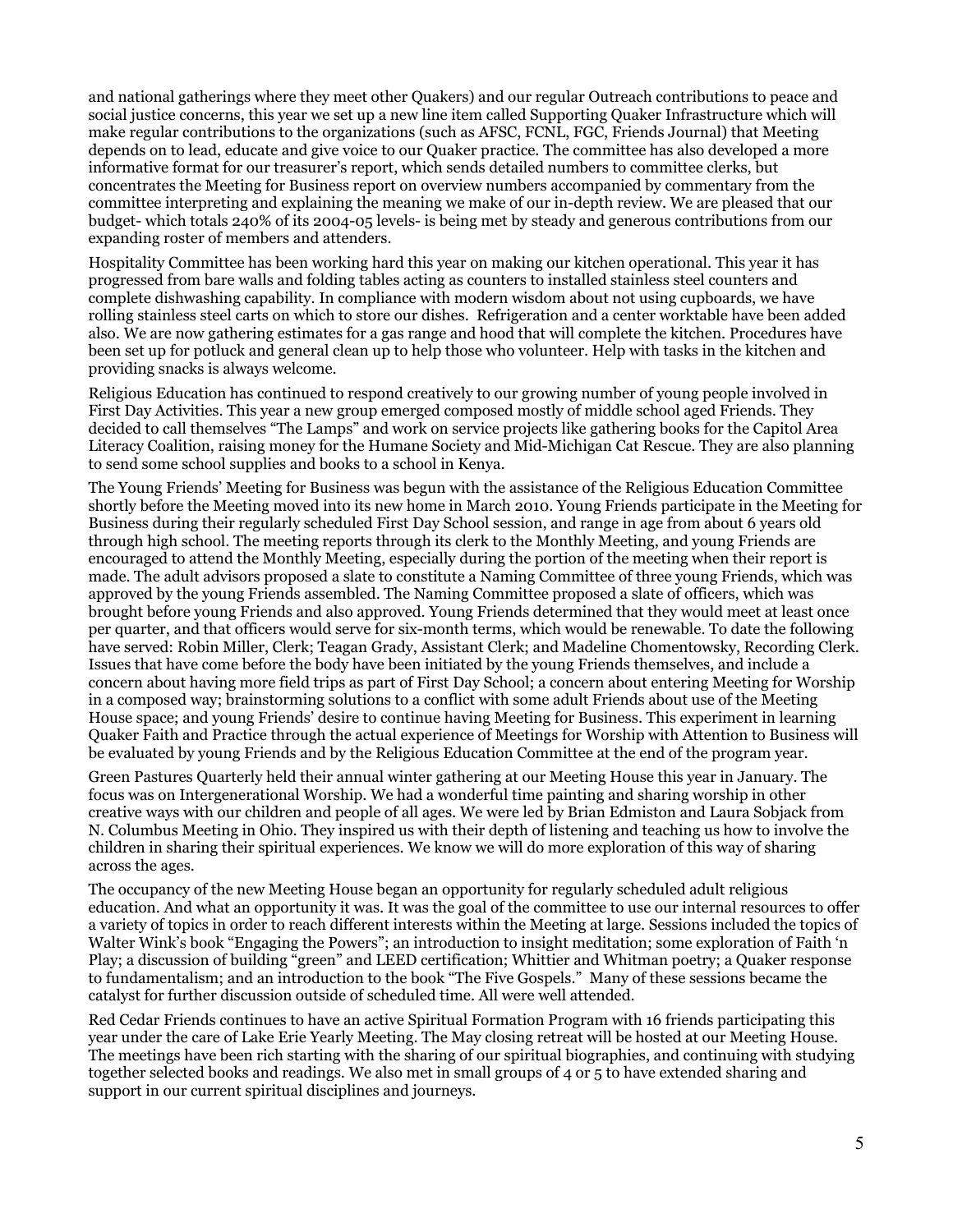and national gatherings where they meet other Quakers) and our regular Outreach contributions to peace and social justice concerns, this year we set up a new line item called Supporting Quaker Infrastructure which will make regular contributions to the organizations (such as AFSC, FCNL, FGC, Friends Journal) that Meeting depends on to lead, educate and give voice to our Quaker practice. The committee has also developed a more informative format for our treasurer's report, which sends detailed numbers to committee clerks, but concentrates the Meeting for Business report on overview numbers accompanied by commentary from the committee interpreting and explaining the meaning we make of our in-depth review. We are pleased that our budget- which totals 240% of its 2004-05 levels- is being met by steady and generous contributions from our expanding roster of members and attenders.

Hospitality Committee has been working hard this year on making our kitchen operational. This year it has progressed from bare walls and folding tables acting as counters to installed stainless steel counters and complete dishwashing capability. In compliance with modern wisdom about not using cupboards, we have rolling stainless steel carts on which to store our dishes. Refrigeration and a center worktable have been added also. We are now gathering estimates for a gas range and hood that will complete the kitchen. Procedures have been set up for potluck and general clean up to help those who volunteer. Help with tasks in the kitchen and providing snacks is always welcome.

Religious Education has continued to respond creatively to our growing number of young people involved in First Day Activities. This year a new group emerged composed mostly of middle school aged Friends. They decided to call themselves "The Lamps" and work on service projects like gathering books for the Capitol Area Literacy Coalition, raising money for the Humane Society and Mid-Michigan Cat Rescue. They are also planning to send some school supplies and books to a school in Kenya.

The Young Friends' Meeting for Business was begun with the assistance of the Religious Education Committee shortly before the Meeting moved into its new home in March 2010. Young Friends participate in the Meeting for Business during their regularly scheduled First Day School session, and range in age from about 6 years old through high school. The meeting reports through its clerk to the Monthly Meeting, and young Friends are encouraged to attend the Monthly Meeting, especially during the portion of the meeting when their report is made. The adult advisors proposed a slate to constitute a Naming Committee of three young Friends, which was approved by the young Friends assembled. The Naming Committee proposed a slate of officers, which was brought before young Friends and also approved. Young Friends determined that they would meet at least once per quarter, and that officers would serve for six-month terms, which would be renewable. To date the following have served: Robin Miller, Clerk; Teagan Grady, Assistant Clerk; and Madeline Chomentowsky, Recording Clerk. Issues that have come before the body have been initiated by the young Friends themselves, and include a concern about having more field trips as part of First Day School; a concern about entering Meeting for Worship in a composed way; brainstorming solutions to a conflict with some adult Friends about use of the Meeting House space; and young Friends' desire to continue having Meeting for Business. This experiment in learning Quaker Faith and Practice through the actual experience of Meetings for Worship with Attention to Business will be evaluated by young Friends and by the Religious Education Committee at the end of the program year.

Green Pastures Quarterly held their annual winter gathering at our Meeting House this year in January. The focus was on Intergenerational Worship. We had a wonderful time painting and sharing worship in other creative ways with our children and people of all ages. We were led by Brian Edmiston and Laura Sobjack from N. Columbus Meeting in Ohio. They inspired us with their depth of listening and teaching us how to involve the children in sharing their spiritual experiences. We know we will do more exploration of this way of sharing across the ages.

The occupancy of the new Meeting House began an opportunity for regularly scheduled adult religious education. And what an opportunity it was. It was the goal of the committee to use our internal resources to offer a variety of topics in order to reach different interests within the Meeting at large. Sessions included the topics of Walter Wink's book "Engaging the Powers"; an introduction to insight meditation; some exploration of Faith 'n Play; a discussion of building "green" and LEED certification; Whittier and Whitman poetry; a Quaker response to fundamentalism; and an introduction to the book "The Five Gospels." Many of these sessions became the catalyst for further discussion outside of scheduled time. All were well attended.

Red Cedar Friends continues to have an active Spiritual Formation Program with 16 friends participating this year under the care of Lake Erie Yearly Meeting. The May closing retreat will be hosted at our Meeting House. The meetings have been rich starting with the sharing of our spiritual biographies, and continuing with studying together selected books and readings. We also met in small groups of 4 or 5 to have extended sharing and support in our current spiritual disciplines and journeys.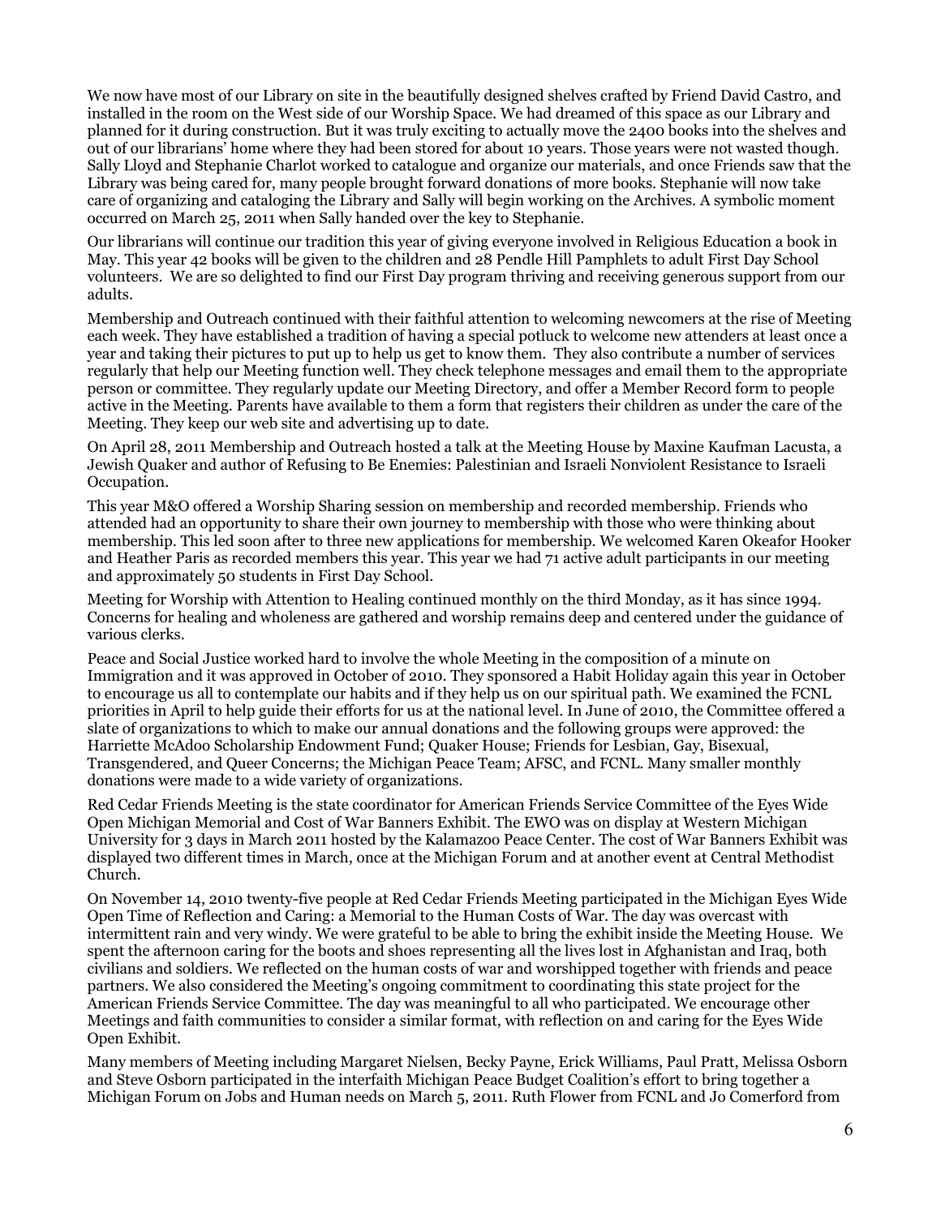We now have most of our Library on site in the beautifully designed shelves crafted by Friend David Castro, and installed in the room on the West side of our Worship Space. We had dreamed of this space as our Library and planned for it during construction. But it was truly exciting to actually move the 2400 books into the shelves and out of our librarians' home where they had been stored for about 10 years. Those years were not wasted though. Sally Lloyd and Stephanie Charlot worked to catalogue and organize our materials, and once Friends saw that the Library was being cared for, many people brought forward donations of more books. Stephanie will now take care of organizing and cataloging the Library and Sally will begin working on the Archives. A symbolic moment occurred on March 25, 2011 when Sally handed over the key to Stephanie.

Our librarians will continue our tradition this year of giving everyone involved in Religious Education a book in May. This year 42 books will be given to the children and 28 Pendle Hill Pamphlets to adult First Day School volunteers. We are so delighted to find our First Day program thriving and receiving generous support from our adults.

Membership and Outreach continued with their faithful attention to welcoming newcomers at the rise of Meeting each week. They have established a tradition of having a special potluck to welcome new attenders at least once a year and taking their pictures to put up to help us get to know them. They also contribute a number of services regularly that help our Meeting function well. They check telephone messages and email them to the appropriate person or committee. They regularly update our Meeting Directory, and offer a Member Record form to people active in the Meeting. Parents have available to them a form that registers their children as under the care of the Meeting. They keep our web site and advertising up to date.

On April 28, 2011 Membership and Outreach hosted a talk at the Meeting House by Maxine Kaufman Lacusta, a Jewish Quaker and author of Refusing to Be Enemies: Palestinian and Israeli Nonviolent Resistance to Israeli Occupation.

This year M&O offered a Worship Sharing session on membership and recorded membership. Friends who attended had an opportunity to share their own journey to membership with those who were thinking about membership. This led soon after to three new applications for membership. We welcomed Karen Okeafor Hooker and Heather Paris as recorded members this year. This year we had 71 active adult participants in our meeting and approximately 50 students in First Day School.

Meeting for Worship with Attention to Healing continued monthly on the third Monday, as it has since 1994. Concerns for healing and wholeness are gathered and worship remains deep and centered under the guidance of various clerks.

Peace and Social Justice worked hard to involve the whole Meeting in the composition of a minute on Immigration and it was approved in October of 2010. They sponsored a Habit Holiday again this year in October to encourage us all to contemplate our habits and if they help us on our spiritual path. We examined the FCNL priorities in April to help guide their efforts for us at the national level. In June of 2010, the Committee offered a slate of organizations to which to make our annual donations and the following groups were approved: the Harriette McAdoo Scholarship Endowment Fund; Quaker House; Friends for Lesbian, Gay, Bisexual, Transgendered, and Queer Concerns; the Michigan Peace Team; AFSC, and FCNL. Many smaller monthly donations were made to a wide variety of organizations.

Red Cedar Friends Meeting is the state coordinator for American Friends Service Committee of the Eyes Wide Open Michigan Memorial and Cost of War Banners Exhibit. The EWO was on display at Western Michigan University for 3 days in March 2011 hosted by the Kalamazoo Peace Center. The cost of War Banners Exhibit was displayed two different times in March, once at the Michigan Forum and at another event at Central Methodist Church.

On November 14, 2010 twenty-five people at Red Cedar Friends Meeting participated in the Michigan Eyes Wide Open Time of Reflection and Caring: a Memorial to the Human Costs of War. The day was overcast with intermittent rain and very windy. We were grateful to be able to bring the exhibit inside the Meeting House. We spent the afternoon caring for the boots and shoes representing all the lives lost in Afghanistan and Iraq, both civilians and soldiers. We reflected on the human costs of war and worshipped together with friends and peace partners. We also considered the Meeting's ongoing commitment to coordinating this state project for the American Friends Service Committee. The day was meaningful to all who participated. We encourage other Meetings and faith communities to consider a similar format, with reflection on and caring for the Eyes Wide Open Exhibit.

Many members of Meeting including Margaret Nielsen, Becky Payne, Erick Williams, Paul Pratt, Melissa Osborn and Steve Osborn participated in the interfaith Michigan Peace Budget Coalition's effort to bring together a Michigan Forum on Jobs and Human needs on March 5, 2011. Ruth Flower from FCNL and Jo Comerford from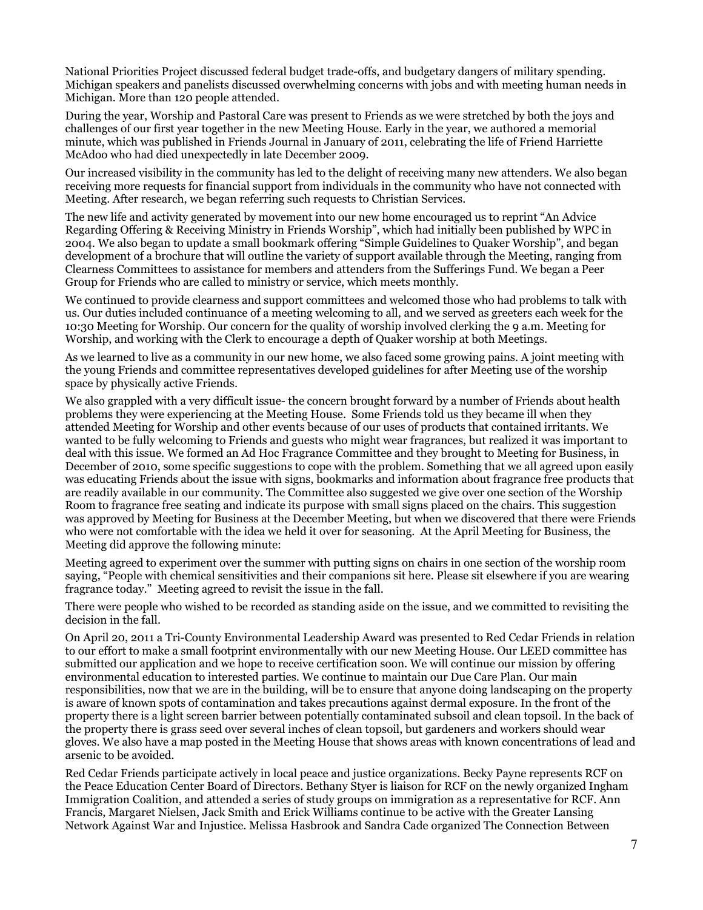National Priorities Project discussed federal budget trade-offs, and budgetary dangers of military spending. Michigan speakers and panelists discussed overwhelming concerns with jobs and with meeting human needs in Michigan. More than 120 people attended.

During the year, Worship and Pastoral Care was present to Friends as we were stretched by both the joys and challenges of our first year together in the new Meeting House. Early in the year, we authored a memorial minute, which was published in Friends Journal in January of 2011, celebrating the life of Friend Harriette McAdoo who had died unexpectedly in late December 2009.

Our increased visibility in the community has led to the delight of receiving many new attenders. We also began receiving more requests for financial support from individuals in the community who have not connected with Meeting. After research, we began referring such requests to Christian Services.

The new life and activity generated by movement into our new home encouraged us to reprint "An Advice Regarding Offering & Receiving Ministry in Friends Worship", which had initially been published by WPC in 2004. We also began to update a small bookmark offering "Simple Guidelines to Quaker Worship", and began development of a brochure that will outline the variety of support available through the Meeting, ranging from Clearness Committees to assistance for members and attenders from the Sufferings Fund. We began a Peer Group for Friends who are called to ministry or service, which meets monthly.

We continued to provide clearness and support committees and welcomed those who had problems to talk with us. Our duties included continuance of a meeting welcoming to all, and we served as greeters each week for the 10:30 Meeting for Worship. Our concern for the quality of worship involved clerking the 9 a.m. Meeting for Worship, and working with the Clerk to encourage a depth of Quaker worship at both Meetings.

As we learned to live as a community in our new home, we also faced some growing pains. A joint meeting with the young Friends and committee representatives developed guidelines for after Meeting use of the worship space by physically active Friends.

We also grappled with a very difficult issue- the concern brought forward by a number of Friends about health problems they were experiencing at the Meeting House. Some Friends told us they became ill when they attended Meeting for Worship and other events because of our uses of products that contained irritants. We wanted to be fully welcoming to Friends and guests who might wear fragrances, but realized it was important to deal with this issue. We formed an Ad Hoc Fragrance Committee and they brought to Meeting for Business, in December of 2010, some specific suggestions to cope with the problem. Something that we all agreed upon easily was educating Friends about the issue with signs, bookmarks and information about fragrance free products that are readily available in our community. The Committee also suggested we give over one section of the Worship Room to fragrance free seating and indicate its purpose with small signs placed on the chairs. This suggestion was approved by Meeting for Business at the December Meeting, but when we discovered that there were Friends who were not comfortable with the idea we held it over for seasoning. At the April Meeting for Business, the Meeting did approve the following minute:

Meeting agreed to experiment over the summer with putting signs on chairs in one section of the worship room saying, "People with chemical sensitivities and their companions sit here. Please sit elsewhere if you are wearing fragrance today." Meeting agreed to revisit the issue in the fall.

There were people who wished to be recorded as standing aside on the issue, and we committed to revisiting the decision in the fall.

On April 20, 2011 a Tri-County Environmental Leadership Award was presented to Red Cedar Friends in relation to our effort to make a small footprint environmentally with our new Meeting House. Our LEED committee has submitted our application and we hope to receive certification soon. We will continue our mission by offering environmental education to interested parties. We continue to maintain our Due Care Plan. Our main responsibilities, now that we are in the building, will be to ensure that anyone doing landscaping on the property is aware of known spots of contamination and takes precautions against dermal exposure. In the front of the property there is a light screen barrier between potentially contaminated subsoil and clean topsoil. In the back of the property there is grass seed over several inches of clean topsoil, but gardeners and workers should wear gloves. We also have a map posted in the Meeting House that shows areas with known concentrations of lead and arsenic to be avoided.

Red Cedar Friends participate actively in local peace and justice organizations. Becky Payne represents RCF on the Peace Education Center Board of Directors. Bethany Styer is liaison for RCF on the newly organized Ingham Immigration Coalition, and attended a series of study groups on immigration as a representative for RCF. Ann Francis, Margaret Nielsen, Jack Smith and Erick Williams continue to be active with the Greater Lansing Network Against War and Injustice. Melissa Hasbrook and Sandra Cade organized The Connection Between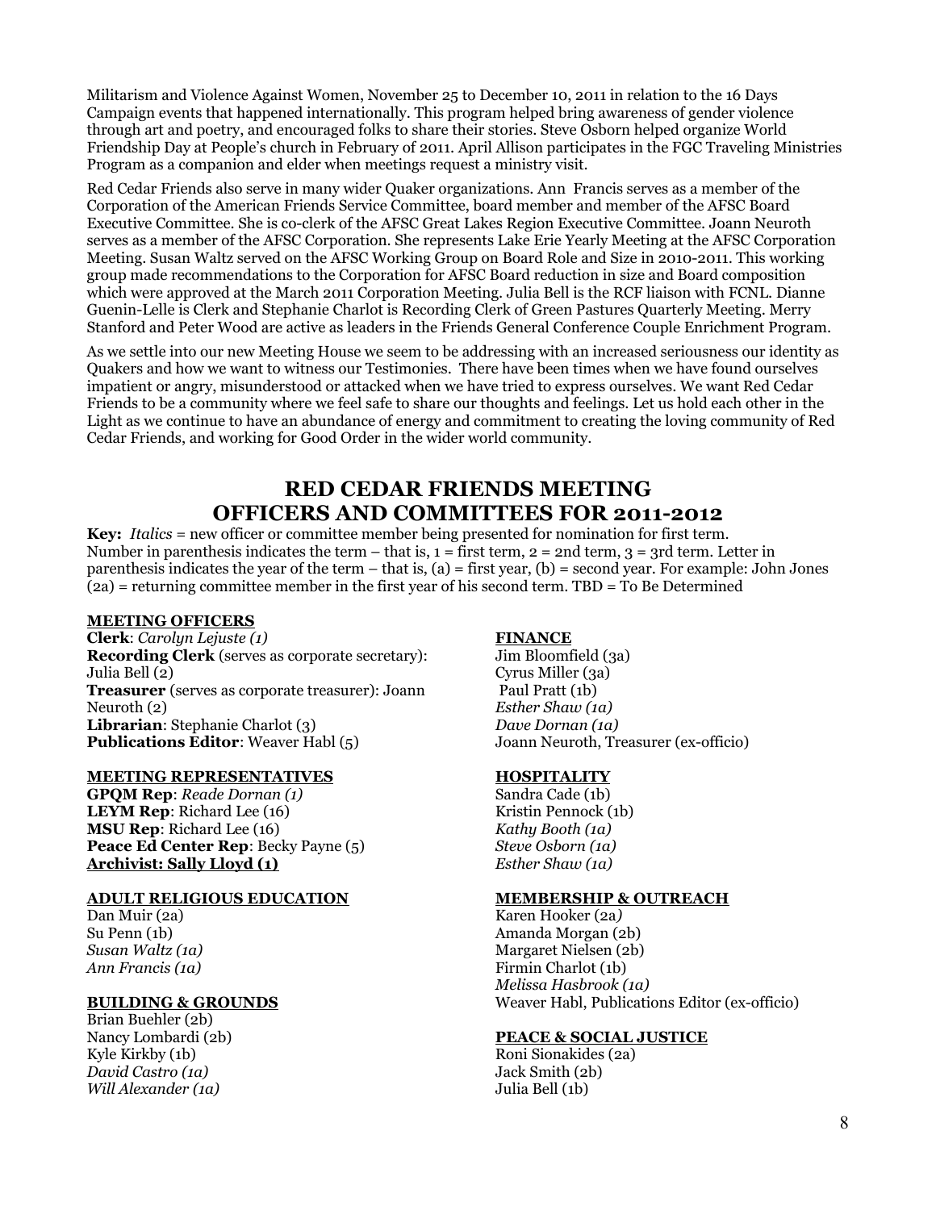Militarism and Violence Against Women, November 25 to December 10, 2011 in relation to the 16 Days Campaign events that happened internationally. This program helped bring awareness of gender violence through art and poetry, and encouraged folks to share their stories. Steve Osborn helped organize World Friendship Day at People's church in February of 2011. April Allison participates in the FGC Traveling Ministries Program as a companion and elder when meetings request a ministry visit.

Red Cedar Friends also serve in many wider Quaker organizations. Ann Francis serves as a member of the Corporation of the American Friends Service Committee, board member and member of the AFSC Board Executive Committee. She is co-clerk of the AFSC Great Lakes Region Executive Committee. Joann Neuroth serves as a member of the AFSC Corporation. She represents Lake Erie Yearly Meeting at the AFSC Corporation Meeting. Susan Waltz served on the AFSC Working Group on Board Role and Size in 2010-2011. This working group made recommendations to the Corporation for AFSC Board reduction in size and Board composition which were approved at the March 2011 Corporation Meeting. Julia Bell is the RCF liaison with FCNL. Dianne Guenin-Lelle is Clerk and Stephanie Charlot is Recording Clerk of Green Pastures Quarterly Meeting. Merry Stanford and Peter Wood are active as leaders in the Friends General Conference Couple Enrichment Program.

As we settle into our new Meeting House we seem to be addressing with an increased seriousness our identity as Quakers and how we want to witness our Testimonies. There have been times when we have found ourselves impatient or angry, misunderstood or attacked when we have tried to express ourselves. We want Red Cedar Friends to be a community where we feel safe to share our thoughts and feelings. Let us hold each other in the Light as we continue to have an abundance of energy and commitment to creating the loving community of Red Cedar Friends, and working for Good Order in the wider world community.

# RED CEDAR FRIENDS MEETING
# OFFICERS AND COMMITTEES FOR 2011-2012

**Key:** *Italics* = new officer or committee member being presented for nomination for first term. Number in parenthesis indicates the term – that is, 1 = first term, 2 = 2nd term, 3 = 3rd term. Letter in parenthesis indicates the year of the term – that is, (a) = first year, (b) = second year. For example: John Jones (2a) = returning committee member in the first year of his second term. TBD = To Be Determined

**MEETING OFFICERS**

**Clerk**: *Carolyn Lejuste (1)*
**Recording Clerk** (serves as corporate secretary): Julia Bell (2)
**Treasurer** (serves as corporate treasurer): Joann Neuroth (2)
**Librarian**: Stephanie Charlot (3)
**Publications Editor**: Weaver Habl (5)

**MEETING REPRESENTATIVES**

**GPQM Rep**: *Reade Dornan (1)*
**LEYM Rep**: Richard Lee (16)
**MSU Rep**: Richard Lee (16)
**Peace Ed Center Rep**: Becky Payne (5)
**Archivist: Sally Lloyd (1)**

**ADULT RELIGIOUS EDUCATION**

Dan Muir (2a)
Su Penn (1b)
*Susan Waltz (1a)*
*Ann Francis (1a)*

**BUILDING & GROUNDS**

Brian Buehler (2b)
Nancy Lombardi (2b)
Kyle Kirkby (1b)
*David Castro (1a)*
*Will Alexander (1a)*

**FINANCE**

Jim Bloomfield (3a)
Cyrus Miller (3a)
Paul Pratt (1b)
*Esther Shaw (1a)*
*Dave Dornan (1a)*
Joann Neuroth, Treasurer (ex-officio)

**HOSPITALITY**

Sandra Cade (1b)
Kristin Pennock (1b)
*Kathy Booth (1a)*
*Steve Osborn (1a)*
*Esther Shaw (1a)*

**MEMBERSHIP & OUTREACH**

Karen Hooker (2a)
Amanda Morgan (2b)
Margaret Nielsen (2b)
Firmin Charlot (1b)
*Melissa Hasbrook (1a)*
Weaver Habl, Publications Editor (ex-officio)

**PEACE & SOCIAL JUSTICE**

Roni Sionakides (2a)
Jack Smith (2b)
Julia Bell (1b)